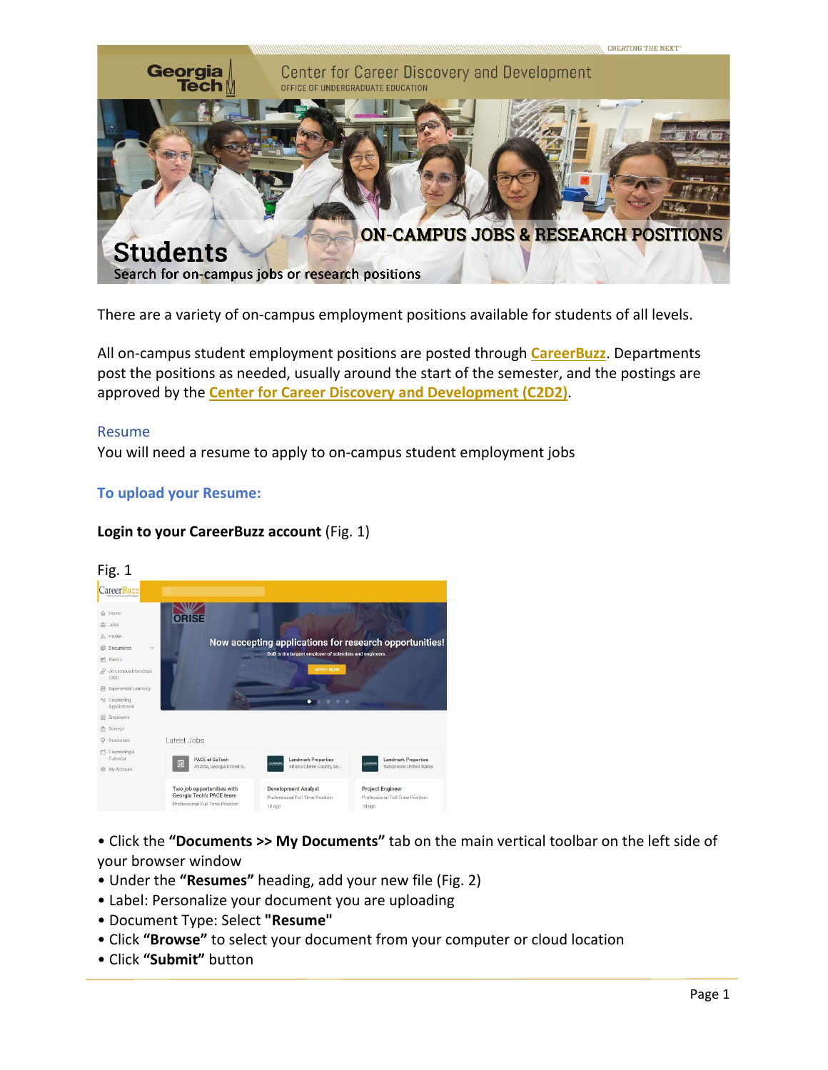Georgia Tech

Center for Career Discovery and Development

OFFICE OF UNDERGRADUATE EDUCATION

# ON-CAMPUS JOBS & RESEARCH POSITIONS

## Students

Search for on-campus jobs or research positions

There are a variety of on-campus employment positions available for students of all levels.

All on-campus student employment positions are posted through **CareerBuzz**. Departments post the positions as needed, usually around the start of the semester, and the postings are approved by the **Center for Career Discovery and Development (C2D2)**.

### Resume

You will need a resume to apply to on-campus student employment jobs

### To upload your Resume:

**Login to your CareerBuzz account** (Fig. 1)

Fig. 1

- Click the **"Documents >> My Documents"** tab on the main vertical toolbar on the left side of your browser window
- Under the **"Resumes"** heading, add your new file (Fig. 2)
- Label: Personalize your document you are uploading
- Document Type: Select **"Resume"**
- Click **"Browse"** to select your document from your computer or cloud location
- Click **"Submit"** button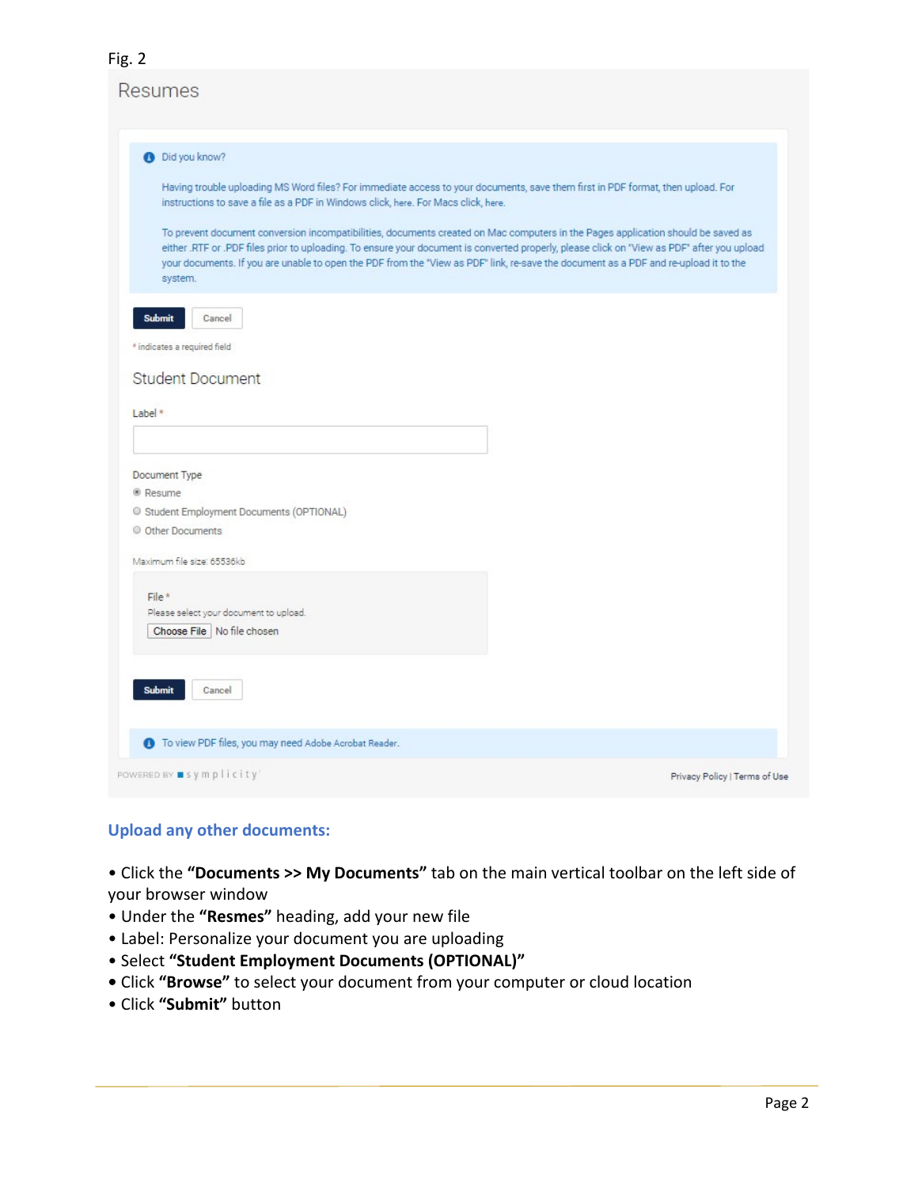Fig. 2

Resumes

Did you know?

Having trouble uploading MS Word files? For immediate access to your documents, save them first in PDF format, then upload. For instructions to save a file as a PDF in Windows click, here. For Macs click, here.

To prevent document conversion incompatibilities, documents created on Mac computers in the Pages application should be saved as either .RTF or .PDF files prior to uploading. To ensure your document is converted properly, please click on "View as PDF" after you upload your documents. If you are unable to open the PDF from the "View as PDF" link, re-save the document as a PDF and re-upload it to the system.

Submit Cancel

* indicates a required field

Student Document

Label *

Document Type

- Resume
- Student Employment Documents (OPTIONAL)
- Other Documents

Maximum file size: 65536kb

File *

Please select your document to upload.

Choose File No file chosen

Submit Cancel

To view PDF files, you may need Adobe Acrobat Reader.

POWERED BY symplicity

Privacy Policy | Terms of Use

## Upload any other documents:

- Click the **"Documents >> My Documents"** tab on the main vertical toolbar on the left side of your browser window
- Under the **"Resmes"** heading, add your new file
- Label: Personalize your document you are uploading
- Select **"Student Employment Documents (OPTIONAL)"**
- Click **"Browse"** to select your document from your computer or cloud location
- Click **"Submit"** button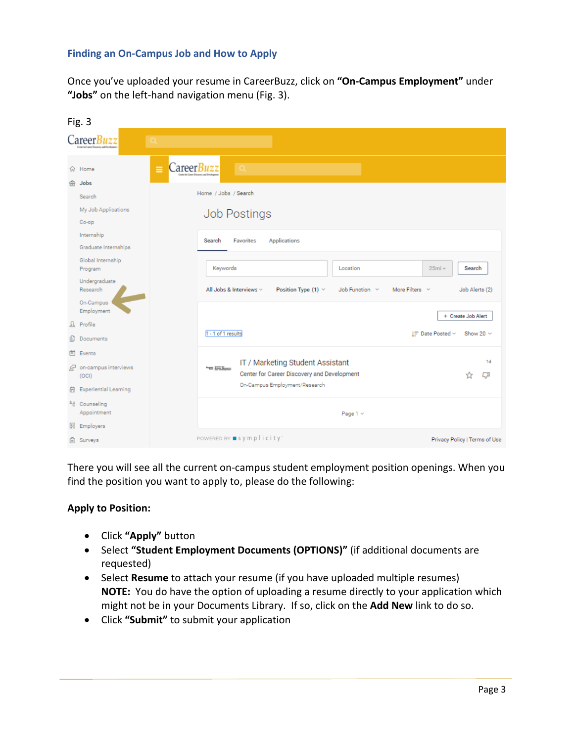## Finding an On-Campus Job and How to Apply

Once you've uploaded your resume in CareerBuzz, click on **"On-Campus Employment"** under **"Jobs"** on the left-hand navigation menu (Fig. 3).

Fig. 3

There you will see all the current on-campus student employment position openings. When you find the position you want to apply to, please do the following:

**Apply to Position:**

- Click **"Apply"** button
- Select **"Student Employment Documents (OPTIONS)"** (if additional documents are requested)
- Select **Resume** to attach your resume (if you have uploaded multiple resumes)
  **NOTE:** You do have the option of uploading a resume directly to your application which might not be in your Documents Library. If so, click on the **Add New** link to do so.
- Click **"Submit"** to submit your application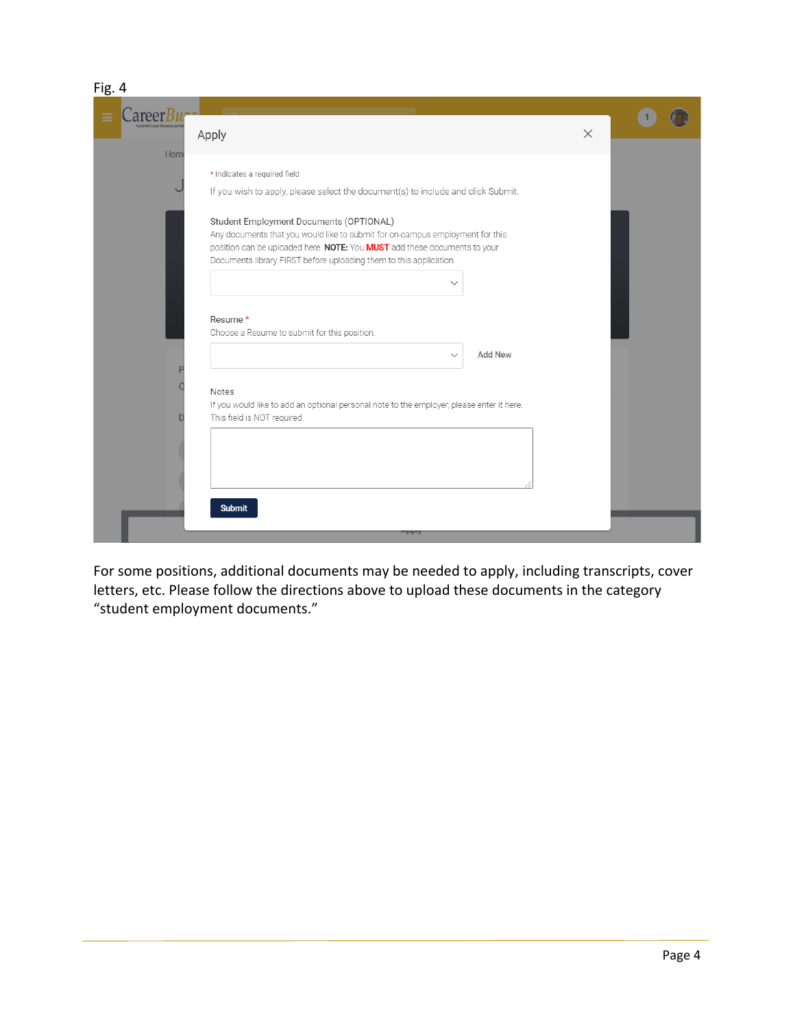Fig. 4

Apply

* Indicates a required field

If you wish to apply, please select the document(s) to include and click Submit.

Student Employment Documents (OPTIONAL)

Any documents that you would like to submit for on-campus employment for this position can be uploaded here. **NOTE:** You **MUST** add these documents to your Documents library FIRST before uploading them to this application.

Resume *

Choose a Resume to submit for this position.

Add New

Notes

If you would like to add an optional personal note to the employer, please enter it here. This field is NOT required.

Submit

For some positions, additional documents may be needed to apply, including transcripts, cover letters, etc. Please follow the directions above to upload these documents in the category “student employment documents.”